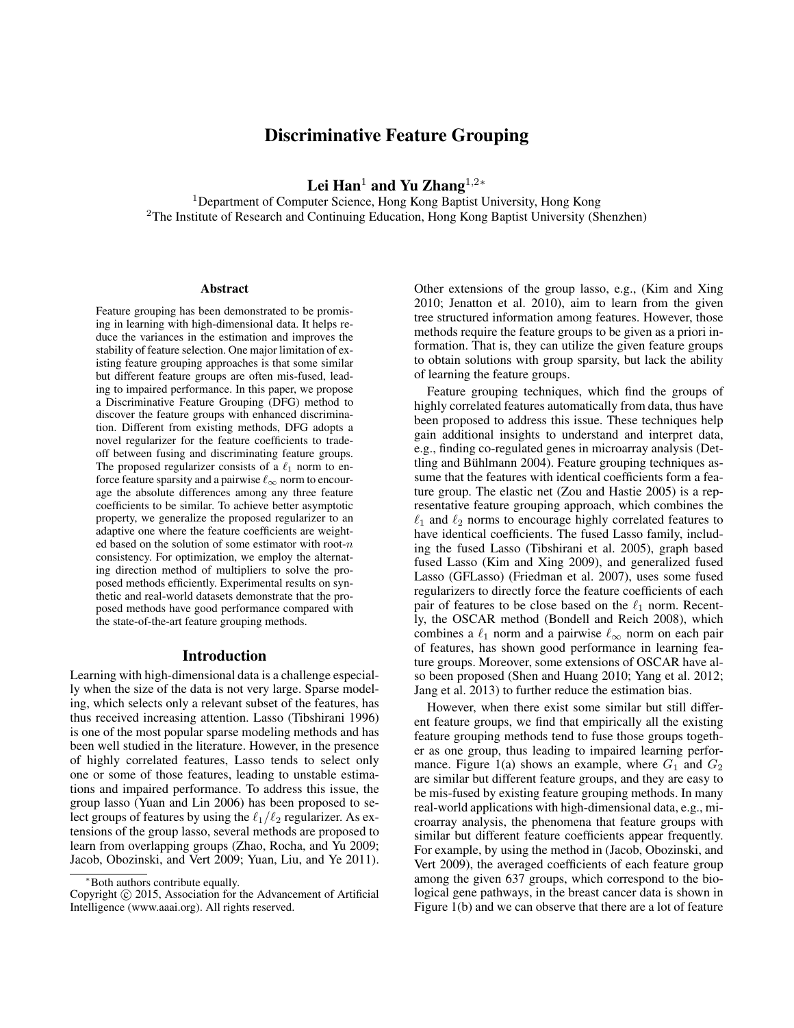# Discriminative Feature Grouping

**Lei Han**[1] **and Yu Zhang**[1,2*]

[1]Department of Computer Science, Hong Kong Baptist University, Hong Kong
[2]The Institute of Research and Continuing Education, Hong Kong Baptist University (Shenzhen)

### Abstract

Feature grouping has been demonstrated to be promising in learning with high-dimensional data. It helps reduce the variances in the estimation and improves the stability of feature selection. One major limitation of existing feature grouping approaches is that some similar but different feature groups are often mis-fused, leading to impaired performance. In this paper, we propose a Discriminative Feature Grouping (DFG) method to discover the feature groups with enhanced discrimination. Different from existing methods, DFG adopts a novel regularizer for the feature coefficients to tradeoff between fusing and discriminating feature groups. The proposed regularizer consists of a $\ell_1$ norm to enforce feature sparsity and a pairwise $\ell_\infty$ norm to encourage the absolute differences among any three feature coefficients to be similar. To achieve better asymptotic property, we generalize the proposed regularizer to an adaptive one where the feature coefficients are weighted based on the solution of some estimator with root-$n$ consistency. For optimization, we employ the alternating direction method of multipliers to solve the proposed methods efficiently. Experimental results on synthetic and real-world datasets demonstrate that the proposed methods have good performance compared with the state-of-the-art feature grouping methods.

## Introduction

Learning with high-dimensional data is a challenge especially when the size of the data is not very large. Sparse modeling, which selects only a relevant subset of the features, has thus received increasing attention. Lasso (Tibshirani 1996) is one of the most popular sparse modeling methods and has been well studied in the literature. However, in the presence of highly correlated features, Lasso tends to select only one or some of those features, leading to unstable estimations and impaired performance. To address this issue, the group lasso (Yuan and Lin 2006) has been proposed to select groups of features by using the $\ell_1/\ell_2$ regularizer. As extensions of the group lasso, several methods are proposed to learn from overlapping groups (Zhao, Rocha, and Yu 2009; Jacob, Obozinski, and Vert 2009; Yuan, Liu, and Ye 2011). Other extensions of the group lasso, e.g., (Kim and Xing 2010; Jenatton et al. 2010), aim to learn from the given tree structured information among features. However, those methods require the feature groups to be given as a priori information. That is, they can utilize the given feature groups to obtain solutions with group sparsity, but lack the ability of learning the feature groups.

Feature grouping techniques, which find the groups of highly correlated features automatically from data, thus have been proposed to address this issue. These techniques help gain additional insights to understand and interpret data, e.g., finding co-regulated genes in microarray analysis (Dettling and Bühlmann 2004). Feature grouping techniques assume that the features with identical coefficients form a feature group. The elastic net (Zou and Hastie 2005) is a representative feature grouping approach, which combines the $\ell_1$ and $\ell_2$ norms to encourage highly correlated features to have identical coefficients. The fused Lasso family, including the fused Lasso (Tibshirani et al. 2005), graph based fused Lasso (Kim and Xing 2009), and generalized fused Lasso (GFLasso) (Friedman et al. 2007), uses some fused regularizers to directly force the feature coefficients of each pair of features to be close based on the $\ell_1$ norm. Recently, the OSCAR method (Bondell and Reich 2008), which combines a $\ell_1$ norm and a pairwise $\ell_\infty$ norm on each pair of features, has shown good performance in learning feature groups. Moreover, some extensions of OSCAR have also been proposed (Shen and Huang 2010; Yang et al. 2012; Jang et al. 2013) to further reduce the estimation bias.

However, when there exist some similar but still different feature groups, we find that empirically all the existing feature grouping methods tend to fuse those groups together as one group, thus leading to impaired learning performance. Figure 1(a) shows an example, where $G_1$ and $G_2$ are similar but different feature groups, and they are easy to be mis-fused by existing feature grouping methods. In many real-world applications with high-dimensional data, e.g., microarray analysis, the phenomena that feature groups with similar but different feature coefficients appear frequently. For example, by using the method in (Jacob, Obozinski, and Vert 2009), the averaged coefficients of each feature group among the given 637 groups, which correspond to the biological gene pathways, in the breast cancer data is shown in Figure 1(b) and we can observe that there are a lot of feature

*Both authors contribute equally.
Copyright © 2015, Association for the Advancement of Artificial Intelligence (www.aaai.org). All rights reserved.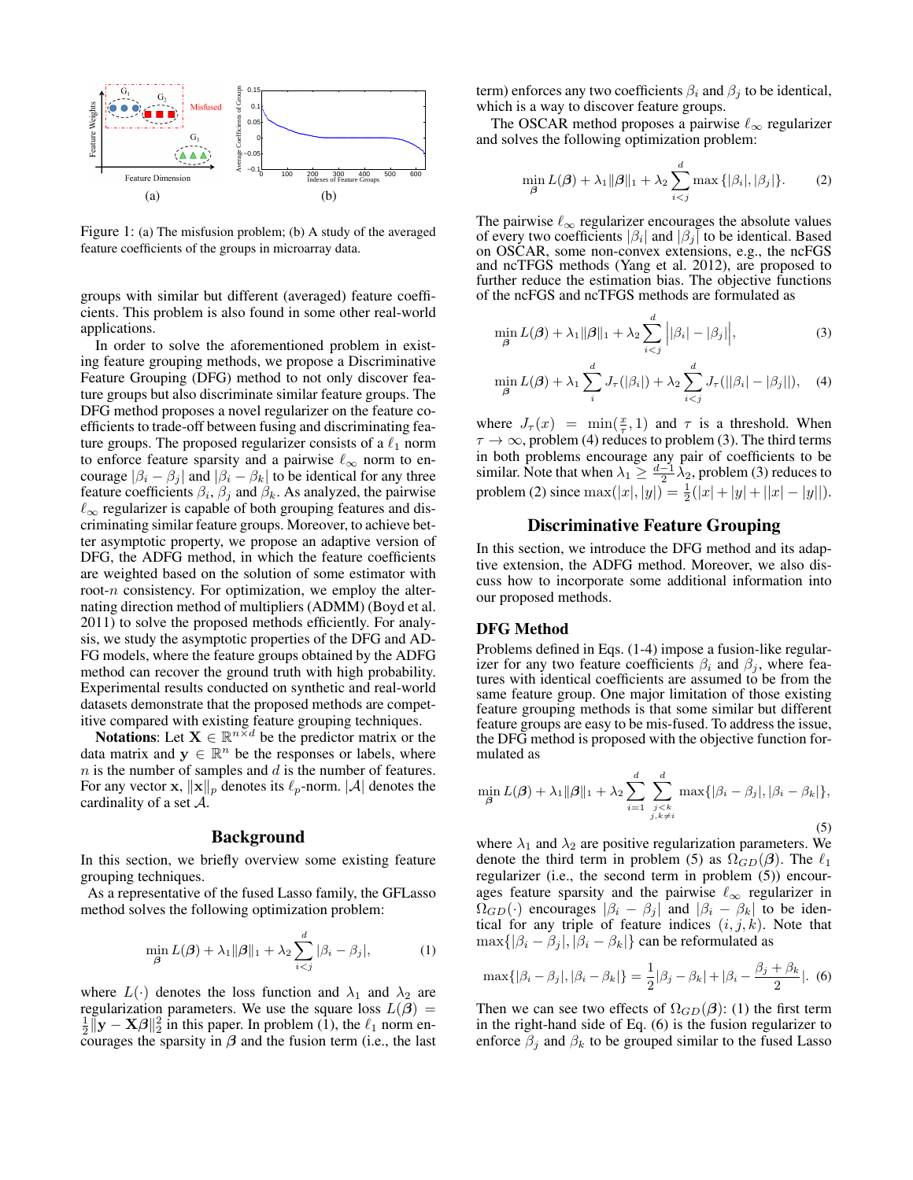Figure 1: (a) The misfusion problem; (b) A study of the averaged feature coefficients of the groups in microarray data.

groups with similar but different (averaged) feature coefficients. This problem is also found in some other real-world applications.

In order to solve the aforementioned problem in existing feature grouping methods, we propose a Discriminative Feature Grouping (DFG) method to not only discover feature groups but also discriminate similar feature groups. The DFG method proposes a novel regularizer on the feature coefficients to trade-off between fusing and discriminating feature groups. The proposed regularizer consists of a $\ell_1$ norm to enforce feature sparsity and a pairwise $\ell_\infty$ norm to encourage $|\beta_i - \beta_j|$ and $|\beta_i - \beta_k|$ to be identical for any three feature coefficients $\beta_i$, $\beta_j$ and $\beta_k$. As analyzed, the pairwise $\ell_\infty$ regularizer is capable of both grouping features and discriminating similar feature groups. Moreover, to achieve better asymptotic property, we propose an adaptive version of DFG, the ADFG method, in which the feature coefficients are weighted based on the solution of some estimator with root-$n$ consistency. For optimization, we employ the alternating direction method of multipliers (ADMM) (Boyd et al. 2011) to solve the proposed methods efficiently. For analysis, we study the asymptotic properties of the DFG and ADFG models, where the feature groups obtained by the ADFG method can recover the ground truth with high probability. Experimental results conducted on synthetic and real-world datasets demonstrate that the proposed methods are competitive compared with existing feature grouping techniques.

**Notations**: Let $\mathbf{X} \in \mathbb{R}^{n\times d}$ be the predictor matrix or the data matrix and $\mathbf{y} \in \mathbb{R}^n$ be the responses or labels, where $n$ is the number of samples and $d$ is the number of features. For any vector $\mathbf{x}$, $\|\mathbf{x}\|_p$ denotes its $\ell_p$-norm. $|\mathcal{A}|$ denotes the cardinality of a set $\mathcal{A}$.

## Background

In this section, we briefly overview some existing feature grouping techniques.

As a representative of the fused Lasso family, the GFLasso method solves the following optimization problem:

$$\min_{\boldsymbol{\beta}} L(\boldsymbol{\beta}) + \lambda_1\|\boldsymbol{\beta}\|_1 + \lambda_2 \sum_{i<j}^{d} |\beta_i - \beta_j|, \tag{1}$$

where $L(\cdot)$ denotes the loss function and $\lambda_1$ and $\lambda_2$ are regularization parameters. We use the square loss $L(\boldsymbol{\beta}) = \frac{1}{2}\|\mathbf{y} - \mathbf{X}\boldsymbol{\beta}\|_2^2$ in this paper. In problem (1), the $\ell_1$ norm encourages the sparsity in $\boldsymbol{\beta}$ and the fusion term (i.e., the last term) enforces any two coefficients $\beta_i$ and $\beta_j$ to be identical, which is a way to discover feature groups.

The OSCAR method proposes a pairwise $\ell_\infty$ regularizer and solves the following optimization problem:

$$\min_{\boldsymbol{\beta}} L(\boldsymbol{\beta}) + \lambda_1\|\boldsymbol{\beta}\|_1 + \lambda_2 \sum_{i<j}^{d} \max\{|\beta_i|, |\beta_j|\}. \tag{2}$$

The pairwise $\ell_\infty$ regularizer encourages the absolute values of every two coefficients $|\beta_i|$ and $|\beta_j|$ to be identical. Based on OSCAR, some non-convex extensions, e.g., the ncFGS and ncTFGS methods (Yang et al. 2012), are proposed to further reduce the estimation bias. The objective functions of the ncFGS and ncTFGS methods are formulated as

$$\min_{\boldsymbol{\beta}} L(\boldsymbol{\beta}) + \lambda_1\|\boldsymbol{\beta}\|_1 + \lambda_2 \sum_{i<j}^{d} \Big||\beta_i| - |\beta_j|\Big|, \tag{3}$$

$$\min_{\boldsymbol{\beta}} L(\boldsymbol{\beta}) + \lambda_1 \sum_{i}^{d} J_\tau(|\beta_i|) + \lambda_2 \sum_{i<j}^{d} J_\tau(||\beta_i| - |\beta_j||), \tag{4}$$

where $J_\tau(x) = \min(\frac{x}{\tau}, 1)$ and $\tau$ is a threshold. When $\tau \to \infty$, problem (4) reduces to problem (3). The third terms in both problems encourage any pair of coefficients to be similar. Note that when $\lambda_1 \geq \frac{d-1}{2}\lambda_2$, problem (3) reduces to problem (2) since $\max(|x|, |y|) = \frac{1}{2}(|x| + |y| + ||x| - |y||)$.

## Discriminative Feature Grouping

In this section, we introduce the DFG method and its adaptive extension, the ADFG method. Moreover, we also discuss how to incorporate some additional information into our proposed methods.

### DFG Method

Problems defined in Eqs. (1-4) impose a fusion-like regularizer for any two feature coefficients $\beta_i$ and $\beta_j$, where features with identical coefficients are assumed to be from the same feature group. One major limitation of those existing feature grouping methods is that some similar but different feature groups are easy to be mis-fused. To address the issue, the DFG method is proposed with the objective function formulated as

$$\min_{\boldsymbol{\beta}} L(\boldsymbol{\beta}) + \lambda_1\|\boldsymbol{\beta}\|_1 + \lambda_2 \sum_{i=1}^{d} \sum_{\substack{j<k \\ j,k\neq i}}^{d} \max\{|\beta_i - \beta_j|, |\beta_i - \beta_k|\}, \tag{5}$$

where $\lambda_1$ and $\lambda_2$ are positive regularization parameters. We denote the third term in problem (5) as $\Omega_{GD}(\boldsymbol{\beta})$. The $\ell_1$ regularizer (i.e., the second term in problem (5)) encourages feature sparsity and the pairwise $\ell_\infty$ regularizer in $\Omega_{GD}(\cdot)$ encourages $|\beta_i - \beta_j|$ and $|\beta_i - \beta_k|$ to be identical for any triple of feature indices $(i, j, k)$. Note that $\max\{|\beta_i - \beta_j|, |\beta_i - \beta_k|\}$ can be reformulated as

$$\max\{|\beta_i - \beta_j|, |\beta_i - \beta_k|\} = \frac{1}{2}|\beta_j - \beta_k| + |\beta_i - \frac{\beta_j + \beta_k}{2}|. \tag{6}$$

Then we can see two effects of $\Omega_{GD}(\boldsymbol{\beta})$: (1) the first term in the right-hand side of Eq. (6) is the fusion regularizer to enforce $\beta_j$ and $\beta_k$ to be grouped similar to the fused Lasso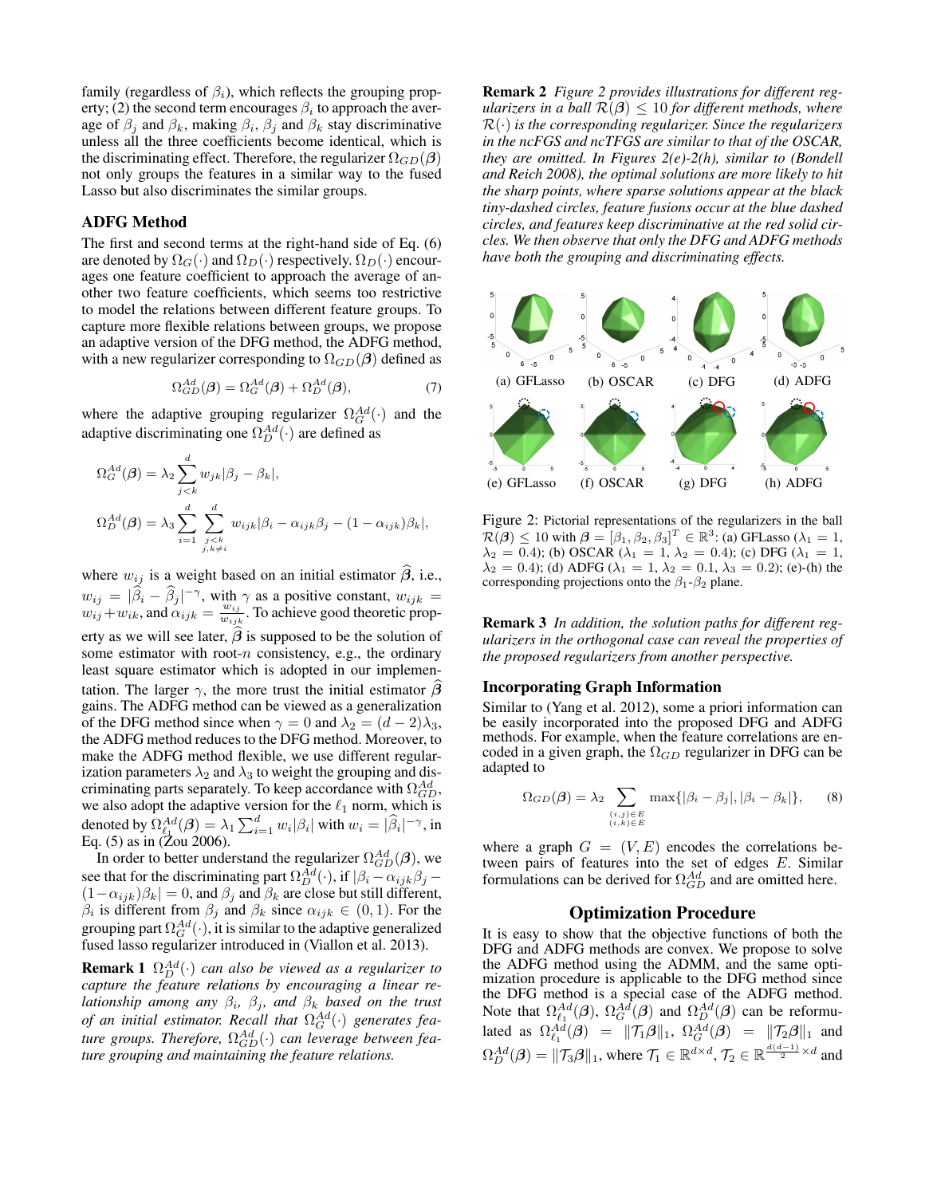family (regardless of $\beta_i$), which reflects the grouping property; (2) the second term encourages $\beta_i$ to approach the average of $\beta_j$ and $\beta_k$, making $\beta_i$, $\beta_j$ and $\beta_k$ stay discriminative unless all the three coefficients become identical, which is the discriminating effect. Therefore, the regularizer $\Omega_{GD}(\boldsymbol{\beta})$ not only groups the features in a similar way to the fused Lasso but also discriminates the similar groups.

## ADFG Method

The first and second terms at the right-hand side of Eq. (6) are denoted by $\Omega_G(\cdot)$ and $\Omega_D(\cdot)$ respectively. $\Omega_D(\cdot)$ encourages one feature coefficient to approach the average of another two feature coefficients, which seems too restrictive to model the relations between different feature groups. To capture more flexible relations between groups, we propose an adaptive version of the DFG method, the ADFG method, with a new regularizer corresponding to $\Omega_{GD}(\boldsymbol{\beta})$ defined as

$$\Omega_{GD}^{Ad}(\boldsymbol{\beta}) = \Omega_G^{Ad}(\boldsymbol{\beta}) + \Omega_D^{Ad}(\boldsymbol{\beta}), \tag{7}$$

where the adaptive grouping regularizer $\Omega_G^{Ad}(\cdot)$ and the adaptive discriminating one $\Omega_D^{Ad}(\cdot)$ are defined as

$$\Omega_G^{Ad}(\boldsymbol{\beta}) = \lambda_2 \sum_{j<k}^{d} w_{jk}|\beta_j - \beta_k|,$$

$$\Omega_D^{Ad}(\boldsymbol{\beta}) = \lambda_3 \sum_{i=1}^{d} \sum_{\substack{j<k \\ j,k\neq i}}^{d} w_{ijk}|\beta_i - \alpha_{ijk}\beta_j - (1-\alpha_{ijk})\beta_k|,$$

where $w_{ij}$ is a weight based on an initial estimator $\widehat{\boldsymbol{\beta}}$, i.e., $w_{ij} = |\widehat{\beta}_i - \widehat{\beta}_j|^{-\gamma}$, with $\gamma$ as a positive constant, $w_{ijk} = w_{ij}+w_{ik}$, and $\alpha_{ijk} = \frac{w_{ij}}{w_{ijk}}$. To achieve good theoretic property as we will see later, $\widehat{\boldsymbol{\beta}}$ is supposed to be the solution of some estimator with root-$n$ consistency, e.g., the ordinary least square estimator which is adopted in our implementation. The larger $\gamma$, the more trust the initial estimator $\widehat{\boldsymbol{\beta}}$ gains. The ADFG method can be viewed as a generalization of the DFG method since when $\gamma = 0$ and $\lambda_2 = (d-2)\lambda_3$, the ADFG method reduces to the DFG method. Moreover, to make the ADFG method flexible, we use different regularization parameters $\lambda_2$ and $\lambda_3$ to weight the grouping and discriminating parts separately. To keep accordance with $\Omega_{GD}^{Ad}$, we also adopt the adaptive version for the $\ell_1$ norm, which is denoted by $\Omega_{\ell_1}^{Ad}(\boldsymbol{\beta}) = \lambda_1 \sum_{i=1}^{d} w_i|\beta_i|$ with $w_i = |\widehat{\beta}_i|^{-\gamma}$, in Eq. (5) as in (Zou 2006).

In order to better understand the regularizer $\Omega_{GD}^{Ad}(\boldsymbol{\beta})$, we see that for the discriminating part $\Omega_D^{Ad}(\cdot)$, if $|\beta_i - \alpha_{ijk}\beta_j - (1-\alpha_{ijk})\beta_k| = 0$, and $\beta_j$ and $\beta_k$ are close but still different, $\beta_i$ is different from $\beta_j$ and $\beta_k$ since $\alpha_{ijk} \in (0,1)$. For the grouping part $\Omega_G^{Ad}(\cdot)$, it is similar to the adaptive generalized fused lasso regularizer introduced in (Viallon et al. 2013).

**Remark 1** *$\Omega_D^{Ad}(\cdot)$ can also be viewed as a regularizer to capture the feature relations by encouraging a linear relationship among any $\beta_i$, $\beta_j$, and $\beta_k$ based on the trust of an initial estimator. Recall that $\Omega_G^{Ad}(\cdot)$ generates feature groups. Therefore, $\Omega_{GD}^{Ad}(\cdot)$ can leverage between feature grouping and maintaining the feature relations.*

**Remark 2** *Figure 2 provides illustrations for different regularizers in a ball $\mathcal{R}(\boldsymbol{\beta}) \leq 10$ for different methods, where $\mathcal{R}(\cdot)$ is the corresponding regularizer. Since the regularizers in the ncFGS and ncTFGS are similar to that of the OSCAR, they are omitted. In Figures 2(e)-2(h), similar to (Bondell and Reich 2008), the optimal solutions are more likely to hit the sharp points, where sparse solutions appear at the black tiny-dashed circles, feature fusions occur at the blue dashed circles, and features keep discriminative at the red solid circles. We then observe that only the DFG and ADFG methods have both the grouping and discriminating effects.*

(a) GFLasso (b) OSCAR (c) DFG (d) ADFG

(e) GFLasso (f) OSCAR (g) DFG (h) ADFG

Figure 2: Pictorial representations of the regularizers in the ball $\mathcal{R}(\boldsymbol{\beta}) \leq 10$ with $\boldsymbol{\beta} = [\beta_1, \beta_2, \beta_3]^T \in \mathbb{R}^3$: (a) GFLasso ($\lambda_1 = 1$, $\lambda_2 = 0.4$); (b) OSCAR ($\lambda_1 = 1$, $\lambda_2 = 0.4$); (c) DFG ($\lambda_1 = 1$, $\lambda_2 = 0.4$); (d) ADFG ($\lambda_1 = 1$, $\lambda_2 = 0.1$, $\lambda_3 = 0.2$); (e)-(h) the corresponding projections onto the $\beta_1$-$\beta_2$ plane.

**Remark 3** *In addition, the solution paths for different regularizers in the orthogonal case can reveal the properties of the proposed regularizers from another perspective.*

## Incorporating Graph Information

Similar to (Yang et al. 2012), some a priori information can be easily incorporated into the proposed DFG and ADFG methods. For example, when the feature correlations are encoded in a given graph, the $\Omega_{GD}$ regularizer in DFG can be adapted to

$$\Omega_{GD}(\boldsymbol{\beta}) = \lambda_2 \sum_{\substack{(i,j)\in E \\ (i,k)\in E}} \max\{|\beta_i - \beta_j|, |\beta_i - \beta_k|\}, \tag{8}$$

where a graph $G = (V, E)$ encodes the correlations between pairs of features into the set of edges $E$. Similar formulations can be derived for $\Omega_{GD}^{Ad}$ and are omitted here.

## Optimization Procedure

It is easy to show that the objective functions of both the DFG and ADFG methods are convex. We propose to solve the ADFG method using the ADMM, and the same optimization procedure is applicable to the DFG method since the DFG method is a special case of the ADFG method. Note that $\Omega_{\ell_1}^{Ad}(\boldsymbol{\beta})$, $\Omega_G^{Ad}(\boldsymbol{\beta})$ and $\Omega_D^{Ad}(\boldsymbol{\beta})$ can be reformulated as $\Omega_{\ell_1}^{Ad}(\boldsymbol{\beta}) = \|\mathcal{T}_1\boldsymbol{\beta}\|_1$, $\Omega_G^{Ad}(\boldsymbol{\beta}) = \|\mathcal{T}_2\boldsymbol{\beta}\|_1$ and $\Omega_D^{Ad}(\boldsymbol{\beta}) = \|\mathcal{T}_3\boldsymbol{\beta}\|_1$, where $\mathcal{T}_1 \in \mathbb{R}^{d\times d}$, $\mathcal{T}_2 \in \mathbb{R}^{\frac{d(d-1)}{2}\times d}$ and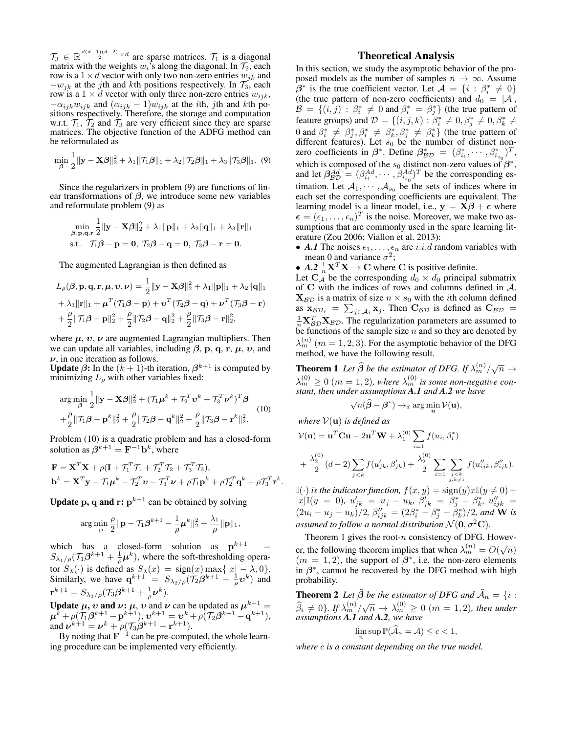$\mathcal{T}_3 \in \mathbb{R}^{\frac{d(d-1)(d-2)}{2} \times d}$ are sparse matrices. $\mathcal{T}_1$ is a diagonal matrix with the weights $w_i$'s along the diagonal. In $\mathcal{T}_2$, each row is a $1 \times d$ vector with only two non-zero entries $w_{jk}$ and $-w_{jk}$ at the $j$th and $k$th positions respectively. In $\mathcal{T}_3$, each row is a $1 \times d$ vector with only three non-zero entries $w_{ijk}$, $-\alpha_{ijk} w_{ijk}$ and $(\alpha_{ijk} - 1) w_{ijk}$ at the $i$th, $j$th and $k$th positions respectively. Therefore, the storage and computation w.r.t. $\mathcal{T}_1$, $\mathcal{T}_2$ and $\mathcal{T}_3$ are very efficient since they are sparse matrices. The objective function of the ADFG method can be reformulated as

$$\min_{\boldsymbol{\beta}} \frac{1}{2}\|\mathbf{y} - \mathbf{X}\boldsymbol{\beta}\|_2^2 + \lambda_1 \|\mathcal{T}_1 \boldsymbol{\beta}\|_1 + \lambda_2 \|\mathcal{T}_2 \boldsymbol{\beta}\|_1 + \lambda_3 \|\mathcal{T}_3 \boldsymbol{\beta}\|_1. \quad (9)$$

Since the regularizers in problem (9) are functions of linear transformations of $\boldsymbol{\beta}$, we introduce some new variables and reformulate problem (9) as

$$\begin{aligned} &\min_{\boldsymbol{\beta}, \mathbf{p}, \mathbf{q}, \mathbf{r}} \frac{1}{2}\|\mathbf{y} - \mathbf{X}\boldsymbol{\beta}\|_2^2 + \lambda_1 \|\mathbf{p}\|_1 + \lambda_2 \|\mathbf{q}\|_1 + \lambda_3 \|\mathbf{r}\|_1 \\ &\text{s.t.} \quad \mathcal{T}_1 \boldsymbol{\beta} - \mathbf{p} = \mathbf{0},\ \mathcal{T}_2 \boldsymbol{\beta} - \mathbf{q} = \mathbf{0},\ \mathcal{T}_3 \boldsymbol{\beta} - \mathbf{r} = \mathbf{0}. \end{aligned}$$

The augmented Lagrangian is then defined as

$$\begin{aligned} L_\rho(\boldsymbol{\beta}, \mathbf{p}, \mathbf{q}, \mathbf{r}, \boldsymbol{\mu}, \boldsymbol{\upsilon}, \boldsymbol{\nu}) &= \frac{1}{2}\|\mathbf{y} - \mathbf{X}\boldsymbol{\beta}\|_2^2 + \lambda_1 \|\mathbf{p}\|_1 + \lambda_2 \|\mathbf{q}\|_1 \\ &+ \lambda_3 \|\mathbf{r}\|_1 + \boldsymbol{\mu}^T(\mathcal{T}_1 \boldsymbol{\beta} - \mathbf{p}) + \boldsymbol{\upsilon}^T(\mathcal{T}_2 \boldsymbol{\beta} - \mathbf{q}) + \boldsymbol{\nu}^T(\mathcal{T}_3 \boldsymbol{\beta} - \mathbf{r}) \\ &+ \frac{\rho}{2}\|\mathcal{T}_1 \boldsymbol{\beta} - \mathbf{p}\|_2^2 + \frac{\rho}{2}\|\mathcal{T}_2 \boldsymbol{\beta} - \mathbf{q}\|_2^2 + \frac{\rho}{2}\|\mathcal{T}_3 \boldsymbol{\beta} - \mathbf{r}\|_2^2, \end{aligned}$$

where $\boldsymbol{\mu}$, $\boldsymbol{\upsilon}$, $\boldsymbol{\nu}$ are augmented Lagrangian multipliers. Then we can update all variables, including $\boldsymbol{\beta}$, $\mathbf{p}$, $\mathbf{q}$, $\mathbf{r}$, $\boldsymbol{\mu}$, $\boldsymbol{\upsilon}$, and $\boldsymbol{\nu}$, in one iteration as follows.

**Update $\boldsymbol{\beta}$:** In the $(k+1)$-th iteration, $\boldsymbol{\beta}^{k+1}$ is computed by minimizing $L_\rho$ with other variables fixed:

$$\begin{aligned} &\arg\min_{\boldsymbol{\beta}} \frac{1}{2}\|\mathbf{y} - \mathbf{X}\boldsymbol{\beta}\|_2^2 + (\mathcal{T}_1 \boldsymbol{\mu}^k + \mathcal{T}_2^T \boldsymbol{\upsilon}^k + \mathcal{T}_3^T \boldsymbol{\nu}^k)^T \boldsymbol{\beta} \\ &+ \frac{\rho}{2}\|\mathcal{T}_1 \boldsymbol{\beta} - \mathbf{p}^k\|_2^2 + \frac{\rho}{2}\|\mathcal{T}_2 \boldsymbol{\beta} - \mathbf{q}^k\|_2^2 + \frac{\rho}{2}\|\mathcal{T}_3 \boldsymbol{\beta} - \mathbf{r}^k\|_2^2. \end{aligned} \quad (10)$$

Problem (10) is a quadratic problem and has a closed-form solution as $\boldsymbol{\beta}^{k+1} = \mathbf{F}^{-1}\mathbf{b}^k$, where

$$\begin{aligned} \mathbf{F} &= \mathbf{X}^T\mathbf{X} + \rho(\mathbf{I} + \mathcal{T}_1^T \mathcal{T}_1 + \mathcal{T}_2^T \mathcal{T}_2 + \mathcal{T}_3^T \mathcal{T}_3), \\ \mathbf{b}^k &= \mathbf{X}^T\mathbf{y} - \mathcal{T}_1 \boldsymbol{\mu}^k - \mathcal{T}_2^T \boldsymbol{\upsilon} - \mathcal{T}_3^T \boldsymbol{\nu} + \rho \mathcal{T}_1 \mathbf{p}^k + \rho \mathcal{T}_2^T \mathbf{q}^k + \rho \mathcal{T}_3^T \mathbf{r}^k. \end{aligned}$$

**Update $\mathbf{p}$, $\mathbf{q}$ and $\mathbf{r}$:** $\mathbf{p}^{k+1}$ can be obtained by solving

$$\arg\min_{\mathbf{p}} \frac{\rho}{2}\|\mathbf{p} - \mathcal{T}_1 \boldsymbol{\beta}^{k+1} - \frac{1}{\rho}\boldsymbol{\mu}^k\|_2^2 + \frac{\lambda_1}{\rho}\|\mathbf{p}\|_1,$$

which has a closed-form solution as $\mathbf{p}^{k+1} = S_{\lambda_1/\rho}(\mathcal{T}_1 \boldsymbol{\beta}^{k+1} + \frac{1}{\rho}\boldsymbol{\mu}^k)$, where the soft-thresholding operator $S_\lambda(\cdot)$ is defined as $S_\lambda(x) = \text{sign}(x)\max\{|x| - \lambda, 0\}$. Similarly, we have $\mathbf{q}^{k+1} = S_{\lambda_2/\rho}(\mathcal{T}_2 \boldsymbol{\beta}^{k+1} + \frac{1}{\rho}\boldsymbol{\upsilon}^k)$ and $\mathbf{r}^{k+1} = S_{\lambda_3/\rho}(\mathcal{T}_3 \boldsymbol{\beta}^{k+1} + \frac{1}{\rho}\boldsymbol{\nu}^k)$.

**Update $\boldsymbol{\mu}$, $\boldsymbol{\upsilon}$ and $\boldsymbol{\nu}$:** $\boldsymbol{\mu}$, $\boldsymbol{\upsilon}$ and $\boldsymbol{\nu}$ can be updated as $\boldsymbol{\mu}^{k+1} = \boldsymbol{\mu}^k + \rho(\mathcal{T}_1 \boldsymbol{\beta}^{k+1} - \mathbf{p}^{k+1})$, $\boldsymbol{\upsilon}^{k+1} = \boldsymbol{\upsilon}^k + \rho(\mathcal{T}_2 \boldsymbol{\beta}^{k+1} - \mathbf{q}^{k+1})$, and $\boldsymbol{\nu}^{k+1} = \boldsymbol{\nu}^k + \rho(\mathcal{T}_3 \boldsymbol{\beta}^{k+1} - \mathbf{r}^{k+1})$.

By noting that $\mathbf{F}^{-1}$ can be pre-computed, the whole learning procedure can be implemented very efficiently.

## Theoretical Analysis

In this section, we study the asymptotic behavior of the proposed models as the number of samples $n \to \infty$. Assume $\boldsymbol{\beta}^*$ is the true coefficient vector. Let $\mathcal{A} = \{i : \beta_i^* \neq 0\}$ (the true pattern of non-zero coefficients) and $d_0 = |\mathcal{A}|$, $\mathcal{B} = \{(i,j) : \beta_i^* \neq 0 \text{ and } \beta_i^* = \beta_j^*\}$ (the true pattern of feature groups) and $\mathcal{D} = \{(i,j,k) : \beta_i^* \neq 0, \beta_j^* \neq 0, \beta_k^* \neq 0 \text{ and } \beta_i^* \neq \beta_j^*, \beta_i^* \neq \beta_k^*, \beta_j^* \neq \beta_k^*\}$ (the true pattern of different features). Let $s_0$ be the number of distinct non-zero coefficients in $\boldsymbol{\beta}^*$. Define $\boldsymbol{\beta}_{\mathcal{BD}}^* = (\beta_{i_1}^*, \cdots, \beta_{i_{s_0}}^*)^T$, which is composed of the $s_0$ distinct non-zero values of $\boldsymbol{\beta}^*$, and let $\boldsymbol{\beta}_{\mathcal{BD}}^{Ad} = (\beta_{i_1}^{Ad}, \cdots, \beta_{i_{s_0}}^{Ad})^T$ be the corresponding estimation. Let $\mathcal{A}_1, \cdots, \mathcal{A}_{s_0}$ be the sets of indices where in each set the corresponding coefficients are equivalent. The learning model is a linear model, i.e., $\mathbf{y} = \mathbf{X}\boldsymbol{\beta} + \boldsymbol{\epsilon}$ where $\boldsymbol{\epsilon} = (\epsilon_1, \ldots, \epsilon_n)^T$ is the noise. Moreover, we make two assumptions that are commonly used in the spare learning literature (Zou 2006; Viallon et al. 2013):

- ***A.1*** The noises $\epsilon_1, \ldots, \epsilon_n$ are $i.i.d$ random variables with mean 0 and variance $\sigma^2$;
- ***A.2*** $\frac{1}{n}\mathbf{X}^T\mathbf{X} \to \mathbf{C}$ where $\mathbf{C}$ is positive definite.

Let $\mathbf{C}_\mathcal{A}$ be the corresponding $d_0 \times d_0$ principal submatrix of $\mathbf{C}$ with the indices of rows and columns defined in $\mathcal{A}$. $\mathbf{X}_{\mathcal{BD}}$ is a matrix of size $n \times s_0$ with the $i$th column defined as $\mathbf{x}_{\mathcal{BD}_i} = \sum_{j \in \mathcal{A}_i} \mathbf{x}_j$. Then $\mathbf{C}_{\mathcal{BD}}$ is defined as $\mathbf{C}_{\mathcal{BD}} = \frac{1}{n}\mathbf{X}_{\mathcal{BD}}^T \mathbf{X}_{\mathcal{BD}}$. The regularization parameters are assumed to be functions of the sample size $n$ and so they are denoted by $\lambda_m^{(n)}$ $(m = 1, 2, 3)$. For the asymptotic behavior of the DFG method, we have the following result.

**Theorem 1** *Let $\widehat{\boldsymbol{\beta}}$ be the estimator of DFG. If $\lambda_m^{(n)}/\sqrt{n} \to \lambda_m^{(0)} \geq 0$ $(m = 1, 2)$, where $\lambda_m^{(0)}$ is some non-negative constant, then under assumptions **A.1** and **A.2** we have*

$$\sqrt{n}(\widehat{\boldsymbol{\beta}} - \boldsymbol{\beta}^*) \to_d \arg\min_{\mathbf{u}} \mathcal{V}(\mathbf{u}),$$

*where $\mathcal{V}(\mathbf{u})$ is defined as*

$$\begin{aligned} \mathcal{V}(\mathbf{u}) &= \mathbf{u}^T\mathbf{C}\mathbf{u} - 2\mathbf{u}^T\mathbf{W} + \lambda_1^{(0)} \sum_{i=1} f(u_i, \beta_i^*) \\ &+ \frac{\lambda_2^{(0)}}{2}(d-2)\sum_{j<k} f(u'_{jk}, \beta'_{jk}) + \frac{\lambda_2^{(0)}}{2}\sum_{i=1}\sum_{\substack{j<k \\ j,k \neq i}} f(u''_{ijk}, \beta''_{ijk}). \end{aligned}$$

*$\mathbb{I}(\cdot)$ is the indicator function, $f(x,y) = \text{sign}(y)x\mathbb{I}(y \neq 0) + |x|\mathbb{I}(y = 0)$, $u'_{jk} = u_j - u_k$, $\beta'_{jk} = \beta_j^* - \beta_k^*$, $u''_{ijk} = (2u_i - u_j - u_k)/2$, $\beta''_{ijk} = (2\beta_i^* - \beta_j^* - \beta_k^*)/2$, and $\mathbf{W}$ is assumed to follow a normal distribution $\mathcal{N}(\mathbf{0}, \sigma^2\mathbf{C})$.*

Theorem 1 gives the root-$n$ consistency of DFG. However, the following theorem implies that when $\lambda_m^{(n)} = O(\sqrt{n})$ $(m = 1, 2)$, the support of $\boldsymbol{\beta}^*$, i.e. the non-zero elements in $\boldsymbol{\beta}^*$, cannot be recovered by the DFG method with high probability.

**Theorem 2** *Let $\widehat{\boldsymbol{\beta}}$ be the estimator of DFG and $\widehat{\mathcal{A}}_n = \{i : \widehat{\beta}_i \neq 0\}$. If $\lambda_m^{(n)}/\sqrt{n} \to \lambda_m^{(0)} \geq 0$ $(m = 1, 2)$, then under assumptions **A.1** and **A.2**, we have*

$$\limsup_n \mathbb{P}(\widehat{\mathcal{A}}_n = \mathcal{A}) \leq c < 1,$$

*where $c$ is a constant depending on the true model.*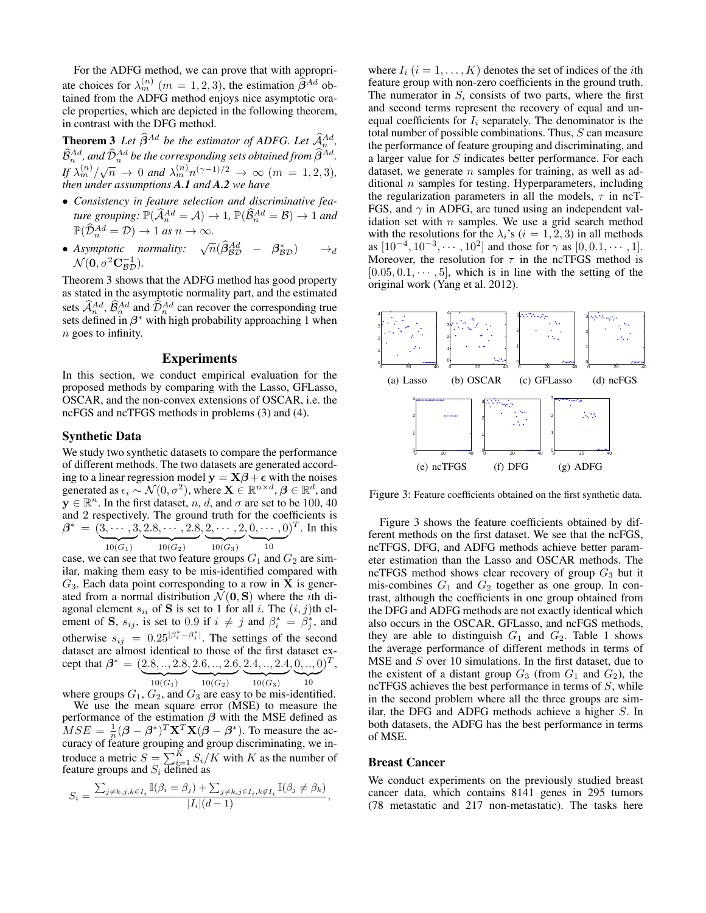For the ADFG method, we can prove that with appropriate choices for $\lambda_m^{(n)}$ $(m = 1, 2, 3)$, the estimation $\widehat{\boldsymbol{\beta}}^{Ad}$ obtained from the ADFG method enjoys nice asymptotic oracle properties, which are depicted in the following theorem, in contrast with the DFG method.

**Theorem 3** *Let $\widehat{\boldsymbol{\beta}}^{Ad}$ be the estimator of ADFG. Let $\widehat{\mathcal{A}}_n^{Ad}$, $\widehat{\mathcal{B}}_n^{Ad}$, and $\widehat{\mathcal{D}}_n^{Ad}$ be the corresponding sets obtained from $\widehat{\boldsymbol{\beta}}^{Ad}$. If $\lambda_m^{(n)}/\sqrt{n} \to 0$ and $\lambda_m^{(n)} n^{(\gamma-1)/2} \to \infty$ $(m = 1, 2, 3)$, then under assumptions **A.1** and **A.2** we have*

- *Consistency in feature selection and discriminative feature grouping: $\mathbb{P}(\widehat{\mathcal{A}}_n^{Ad} = \mathcal{A}) \to 1$, $\mathbb{P}(\widehat{\mathcal{B}}_n^{Ad} = \mathcal{B}) \to 1$ and $\mathbb{P}(\widehat{\mathcal{D}}_n^{Ad} = \mathcal{D}) \to 1$ as $n \to \infty$.*
- *Asymptotic normality: $\sqrt{n}(\widehat{\boldsymbol{\beta}}_{\mathcal{BD}}^{Ad} - \boldsymbol{\beta}_{\mathcal{BD}}^*) \to_d \mathcal{N}(\mathbf{0}, \sigma^2 \mathbf{C}_{\mathcal{BD}}^{-1})$.*

Theorem 3 shows that the ADFG method has good property as stated in the asymptotic normality part, and the estimated sets $\widehat{\mathcal{A}}_n^{Ad}$, $\widehat{\mathcal{B}}_n^{Ad}$ and $\widehat{\mathcal{D}}_n^{Ad}$ can recover the corresponding true sets defined in $\boldsymbol{\beta}^*$ with high probability approaching 1 when $n$ goes to infinity.

## Experiments

In this section, we conduct empirical evaluation for the proposed methods by comparing with the Lasso, GFLasso, OSCAR, and the non-convex extensions of OSCAR, i.e. the ncFGS and ncTFGS methods in problems (3) and (4).

### Synthetic Data

We study two synthetic datasets to compare the performance of different methods. The two datasets are generated according to a linear regression model $\mathbf{y} = \mathbf{X}\boldsymbol{\beta} + \boldsymbol{\epsilon}$ with the noises generated as $\epsilon_i \sim \mathcal{N}(0, \sigma^2)$, where $\mathbf{X} \in \mathbb{R}^{n \times d}$, $\boldsymbol{\beta} \in \mathbb{R}^d$, and $\mathbf{y} \in \mathbb{R}^n$. In the first dataset, $n$, $d$, and $\sigma$ are set to be 100, 40 and 2 respectively. The ground truth for the coefficients is $\boldsymbol{\beta}^* = (\underbrace{3, \cdots, 3}_{10(G_1)}, \underbrace{2.8, \cdots, 2.8}_{10(G_2)}, \underbrace{2, \cdots, 2}_{10(G_3)}, \underbrace{0, \cdots, 0}_{10})^T$. In this case, we can see that two feature groups $G_1$ and $G_2$ are similar, making them easy to be mis-identified compared with $G_3$. Each data point corresponding to a row in $\mathbf{X}$ is generated from a normal distribution $\mathcal{N}(\mathbf{0}, \mathbf{S})$ where the $i$th diagonal element $s_{ii}$ of $\mathbf{S}$ is set to 1 for all $i$. The $(i, j)$th element of $\mathbf{S}$, $s_{ij}$, is set to 0.9 if $i \neq j$ and $\beta_i^* = \beta_j^*$, and otherwise $s_{ij} = 0.25^{|\beta_i^* - \beta_j^*|}$. The settings of the second dataset are almost identical to those of the first dataset except that $\boldsymbol{\beta}^* = (\underbrace{2.8, .., 2.8}_{10(G_1)}, \underbrace{2.6, .., 2.6}_{10(G_2)}, \underbrace{2.4, .., 2.4}_{10(G_3)}, \underbrace{0, .., 0}_{10})^T$, where groups $G_1$, $G_2$, and $G_3$ are easy to be mis-identified.

We use the mean square error (MSE) to measure the performance of the estimation $\boldsymbol{\beta}$ with the MSE defined as $MSE = \frac{1}{n}(\boldsymbol{\beta} - \boldsymbol{\beta}^*)^T \mathbf{X}^T \mathbf{X}(\boldsymbol{\beta} - \boldsymbol{\beta}^*)$. To measure the accuracy of feature grouping and group discriminating, we introduce a metric $S = \sum_{i=1}^{K} S_i / K$ with $K$ as the number of feature groups and $S_i$ defined as

$$S_i = \frac{\sum_{j \neq k, j,k \in I_i} \mathbb{I}(\beta_i = \beta_j) + \sum_{j \neq k, j \in I_i, k \notin I_i} \mathbb{I}(\beta_j \neq \beta_k)}{|I_i|(d-1)},$$

where $I_i$ $(i = 1, \ldots, K)$ denotes the set of indices of the $i$th feature group with non-zero coefficients in the ground truth. The numerator in $S_i$ consists of two parts, where the first and second terms represent the recovery of equal and unequal coefficients for $I_i$ separately. The denominator is the total number of possible combinations. Thus, $S$ can measure the performance of feature grouping and discriminating, and a larger value for $S$ indicates better performance. For each dataset, we generate $n$ samples for training, as well as additional $n$ samples for testing. Hyperparameters, including the regularization parameters in all the models, $\tau$ in ncTFGS, and $\gamma$ in ADFG, are tuned using an independent validation set with $n$ samples. We use a grid search method with the resolutions for the $\lambda_i$'s $(i = 1, 2, 3)$ in all methods as $[10^{-4}, 10^{-3}, \cdots, 10^2]$ and those for $\gamma$ as $[0, 0.1, \cdots, 1]$. Moreover, the resolution for $\tau$ in the ncTFGS method is $[0.05, 0.1, \cdots, 5]$, which is in line with the setting of the original work (Yang et al. 2012).

(a) Lasso (b) OSCAR (c) GFLasso (d) ncFGS (e) ncTFGS (f) DFG (g) ADFG

Figure 3: Feature coefficients obtained on the first synthetic data.

Figure 3 shows the feature coefficients obtained by different methods on the first dataset. We see that the ncFGS, ncTFGS, DFG, and ADFG methods achieve better parameter estimation than the Lasso and OSCAR methods. The ncTFGS method shows clear recovery of group $G_3$ but it mis-combines $G_1$ and $G_2$ together as one group. In contrast, although the coefficients in one group obtained from the DFG and ADFG methods are not exactly identical which also occurs in the OSCAR, GFLasso, and ncFGS methods, they are able to distinguish $G_1$ and $G_2$. Table 1 shows the average performance of different methods in terms of MSE and $S$ over 10 simulations. In the first dataset, due to the existent of a distant group $G_3$ (from $G_1$ and $G_2$), the ncTFGS achieves the best performance in terms of $S$, while in the second problem where all the three groups are similar, the DFG and ADFG methods achieve a higher $S$. In both datasets, the ADFG has the best performance in terms of MSE.

### Breast Cancer

We conduct experiments on the previously studied breast cancer data, which contains 8141 genes in 295 tumors (78 metastatic and 217 non-metastatic). The tasks here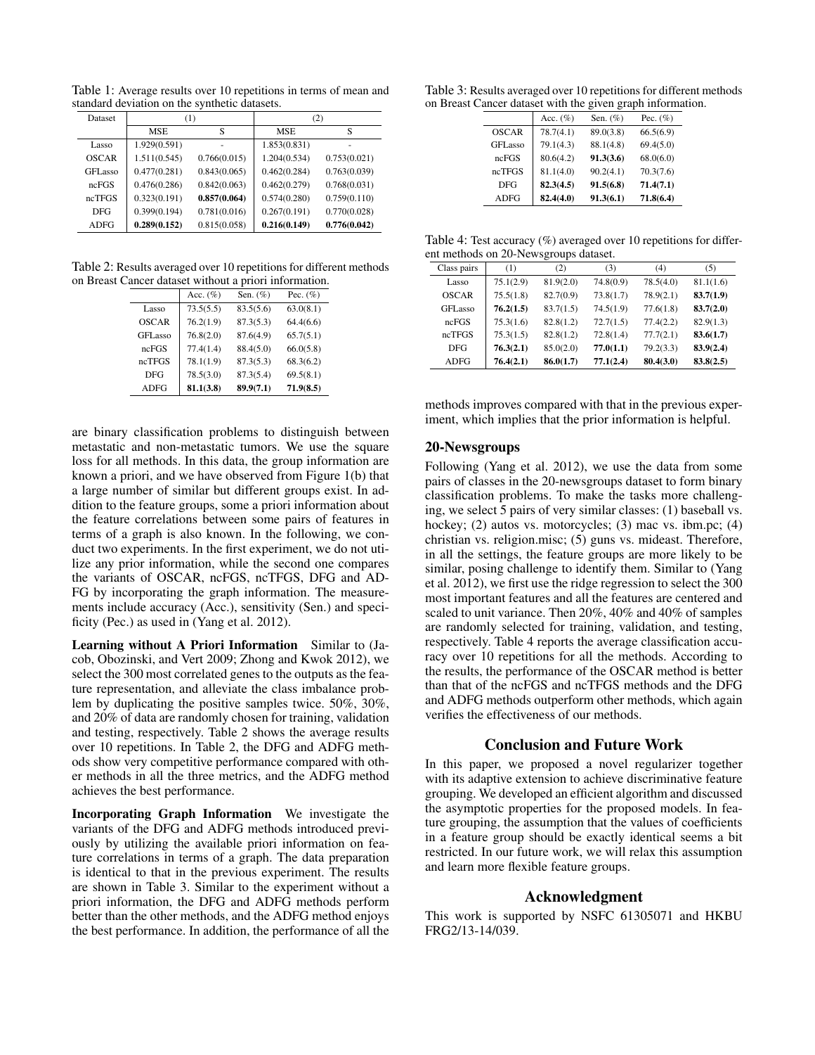Table 1: Average results over 10 repetitions in terms of mean and standard deviation on the synthetic datasets.

| Dataset | (1) | | (2) | |
|---|---|---|---|---|
| | MSE | S | MSE | S |
| Lasso | 1.929(0.591) | - | 1.853(0.831) | - |
| OSCAR | 1.511(0.545) | 0.766(0.015) | 1.204(0.534) | 0.753(0.021) |
| GFLasso | 0.477(0.281) | 0.843(0.065) | 0.462(0.284) | 0.763(0.039) |
| ncFGS | 0.476(0.286) | 0.842(0.063) | 0.462(0.279) | 0.768(0.031) |
| ncTFGS | 0.323(0.191) | **0.857(0.064)** | 0.574(0.280) | 0.759(0.110) |
| DFG | 0.399(0.194) | 0.781(0.016) | 0.267(0.191) | 0.770(0.028) |
| ADFG | **0.289(0.152)** | 0.815(0.058) | **0.216(0.149)** | **0.776(0.042)** |

Table 2: Results averaged over 10 repetitions for different methods on Breast Cancer dataset without a priori information.

| | Acc. (%) | Sen. (%) | Pec. (%) |
|---|---|---|---|
| Lasso | 73.5(5.5) | 83.5(5.6) | 63.0(8.1) |
| OSCAR | 76.2(1.9) | 87.3(5.3) | 64.4(6.6) |
| GFLasso | 76.8(2.0) | 87.6(4.9) | 65.7(5.1) |
| ncFGS | 77.4(1.4) | 88.4(5.0) | 66.0(5.8) |
| ncTFGS | 78.1(1.9) | 87.3(5.3) | 68.3(6.2) |
| DFG | 78.5(3.0) | 87.3(5.4) | 69.5(8.1) |
| ADFG | **81.1(3.8)** | **89.9(7.1)** | **71.9(8.5)** |

are binary classification problems to distinguish between metastatic and non-metastatic tumors. We use the square loss for all methods. In this data, the group information are known a priori, and we have observed from Figure 1(b) that a large number of similar but different groups exist. In addition to the feature groups, some a priori information about the feature correlations between some pairs of features in terms of a graph is also known. In the following, we conduct two experiments. In the first experiment, we do not utilize any prior information, while the second one compares the variants of OSCAR, ncFGS, ncTFGS, DFG and ADFG by incorporating the graph information. The measurements include accuracy (Acc.), sensitivity (Sen.) and specificity (Pec.) as used in (Yang et al. 2012).

**Learning without A Priori Information** Similar to (Jacob, Obozinski, and Vert 2009; Zhong and Kwok 2012), we select the 300 most correlated genes to the outputs as the feature representation, and alleviate the class imbalance problem by duplicating the positive samples twice. 50%, 30%, and 20% of data are randomly chosen for training, validation and testing, respectively. Table 2 shows the average results over 10 repetitions. In Table 2, the DFG and ADFG methods show very competitive performance compared with other methods in all the three metrics, and the ADFG method achieves the best performance.

**Incorporating Graph Information** We investigate the variants of the DFG and ADFG methods introduced previously by utilizing the available priori information on feature correlations in terms of a graph. The data preparation is identical to that in the previous experiment. The results are shown in Table 3. Similar to the experiment without a priori information, the DFG and ADFG methods perform better than the other methods, and the ADFG method enjoys the best performance. In addition, the performance of all the methods improves compared with that in the previous experiment, which implies that the prior information is helpful.

Table 3: Results averaged over 10 repetitions for different methods on Breast Cancer dataset with the given graph information.

| | Acc. (%) | Sen. (%) | Pec. (%) |
|---|---|---|---|
| OSCAR | 78.7(4.1) | 89.0(3.8) | 66.5(6.9) |
| GFLasso | 79.1(4.3) | 88.1(4.8) | 69.4(5.0) |
| ncFGS | 80.6(4.2) | **91.3(3.6)** | 68.0(6.0) |
| ncTFGS | 81.1(4.0) | 90.2(4.1) | 70.3(7.6) |
| DFG | **82.3(4.5)** | **91.5(6.8)** | **71.4(7.1)** |
| ADFG | **82.4(4.0)** | **91.3(6.1)** | **71.8(6.4)** |

Table 4: Test accuracy (%) averaged over 10 repetitions for different methods on 20-Newsgroups dataset.

| Class pairs | (1) | (2) | (3) | (4) | (5) |
|---|---|---|---|---|---|
| Lasso | 75.1(2.9) | 81.9(2.0) | 74.8(0.9) | 78.5(4.0) | 81.1(1.6) |
| OSCAR | 75.5(1.8) | 82.7(0.9) | 73.8(1.7) | 78.9(2.1) | **83.7(1.9)** |
| GFLasso | **76.2(1.5)** | 83.7(1.5) | 74.5(1.9) | 77.6(1.8) | **83.7(2.0)** |
| ncFGS | 75.3(1.6) | 82.8(1.2) | 72.7(1.5) | 77.4(2.2) | 82.9(1.3) |
| ncTFGS | 75.3(1.5) | 82.8(1.2) | 72.8(1.4) | 77.7(2.1) | **83.6(1.7)** |
| DFG | **76.3(2.1)** | 85.0(2.0) | **77.0(1.1)** | 79.2(3.3) | **83.9(2.4)** |
| ADFG | **76.4(2.1)** | **86.0(1.7)** | **77.1(2.4)** | **80.4(3.0)** | **83.8(2.5)** |

## 20-Newsgroups

Following (Yang et al. 2012), we use the data from some pairs of classes in the 20-newsgroups dataset to form binary classification problems. To make the tasks more challenging, we select 5 pairs of very similar classes: (1) baseball vs. hockey; (2) autos vs. motorcycles; (3) mac vs. ibm.pc; (4) christian vs. religion.misc; (5) guns vs. mideast. Therefore, in all the settings, the feature groups are more likely to be similar, posing challenge to identify them. Similar to (Yang et al. 2012), we first use the ridge regression to select the 300 most important features and all the features are centered and scaled to unit variance. Then 20%, 40% and 40% of samples are randomly selected for training, validation, and testing, respectively. Table 4 reports the average classification accuracy over 10 repetitions for all the methods. According to the results, the performance of the OSCAR method is better than that of the ncFGS and ncTFGS methods and the DFG and ADFG methods outperform other methods, which again verifies the effectiveness of our methods.

## Conclusion and Future Work

In this paper, we proposed a novel regularizer together with its adaptive extension to achieve discriminative feature grouping. We developed an efficient algorithm and discussed the asymptotic properties for the proposed models. In feature grouping, the assumption that the values of coefficients in a feature group should be exactly identical seems a bit restricted. In our future work, we will relax this assumption and learn more flexible feature groups.

## Acknowledgment

This work is supported by NSFC 61305071 and HKBU FRG2/13-14/039.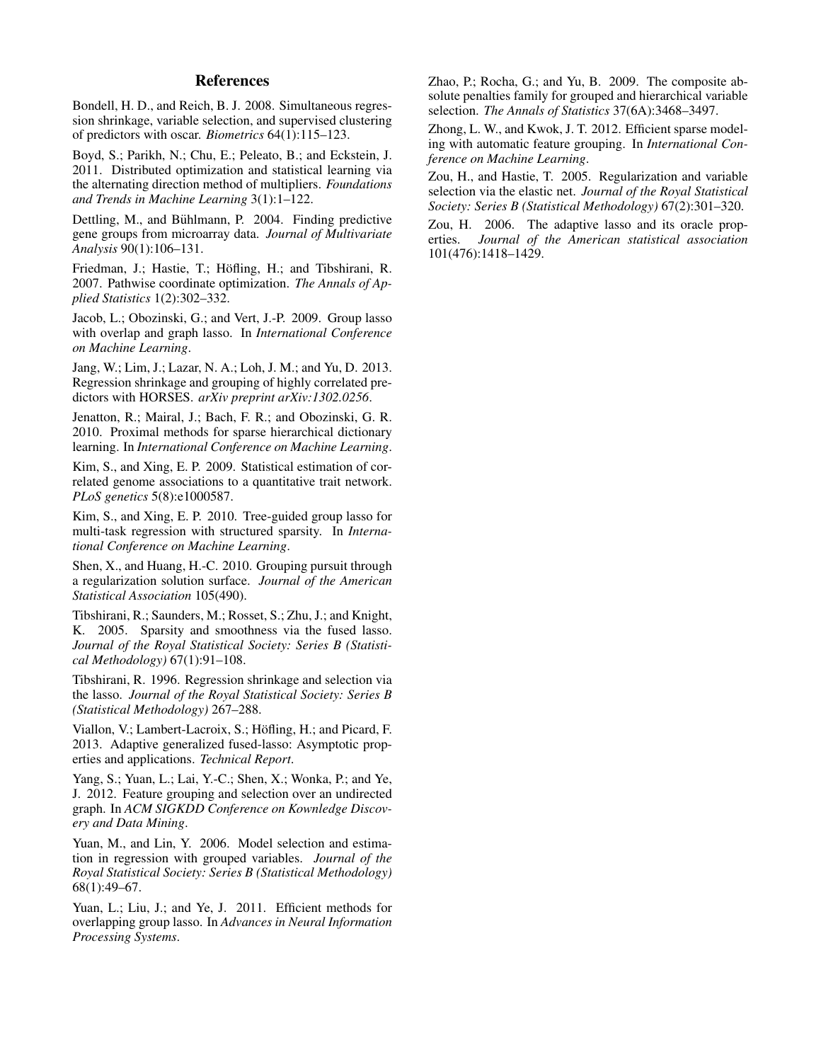## References

Bondell, H. D., and Reich, B. J. 2008. Simultaneous regression shrinkage, variable selection, and supervised clustering of predictors with oscar. *Biometrics* 64(1):115–123.

Boyd, S.; Parikh, N.; Chu, E.; Peleato, B.; and Eckstein, J. 2011. Distributed optimization and statistical learning via the alternating direction method of multipliers. *Foundations and Trends in Machine Learning* 3(1):1–122.

Dettling, M., and Bühlmann, P. 2004. Finding predictive gene groups from microarray data. *Journal of Multivariate Analysis* 90(1):106–131.

Friedman, J.; Hastie, T.; Höfling, H.; and Tibshirani, R. 2007. Pathwise coordinate optimization. *The Annals of Applied Statistics* 1(2):302–332.

Jacob, L.; Obozinski, G.; and Vert, J.-P. 2009. Group lasso with overlap and graph lasso. In *International Conference on Machine Learning*.

Jang, W.; Lim, J.; Lazar, N. A.; Loh, J. M.; and Yu, D. 2013. Regression shrinkage and grouping of highly correlated predictors with HORSES. *arXiv preprint arXiv:1302.0256*.

Jenatton, R.; Mairal, J.; Bach, F. R.; and Obozinski, G. R. 2010. Proximal methods for sparse hierarchical dictionary learning. In *International Conference on Machine Learning*.

Kim, S., and Xing, E. P. 2009. Statistical estimation of correlated genome associations to a quantitative trait network. *PLoS genetics* 5(8):e1000587.

Kim, S., and Xing, E. P. 2010. Tree-guided group lasso for multi-task regression with structured sparsity. In *International Conference on Machine Learning*.

Shen, X., and Huang, H.-C. 2010. Grouping pursuit through a regularization solution surface. *Journal of the American Statistical Association* 105(490).

Tibshirani, R.; Saunders, M.; Rosset, S.; Zhu, J.; and Knight, K. 2005. Sparsity and smoothness via the fused lasso. *Journal of the Royal Statistical Society: Series B (Statistical Methodology)* 67(1):91–108.

Tibshirani, R. 1996. Regression shrinkage and selection via the lasso. *Journal of the Royal Statistical Society: Series B (Statistical Methodology)* 267–288.

Viallon, V.; Lambert-Lacroix, S.; Höfling, H.; and Picard, F. 2013. Adaptive generalized fused-lasso: Asymptotic properties and applications. *Technical Report*.

Yang, S.; Yuan, L.; Lai, Y.-C.; Shen, X.; Wonka, P.; and Ye, J. 2012. Feature grouping and selection over an undirected graph. In *ACM SIGKDD Conference on Kownledge Discovery and Data Mining*.

Yuan, M., and Lin, Y. 2006. Model selection and estimation in regression with grouped variables. *Journal of the Royal Statistical Society: Series B (Statistical Methodology)* 68(1):49–67.

Yuan, L.; Liu, J.; and Ye, J. 2011. Efficient methods for overlapping group lasso. In *Advances in Neural Information Processing Systems*.

Zhao, P.; Rocha, G.; and Yu, B. 2009. The composite absolute penalties family for grouped and hierarchical variable selection. *The Annals of Statistics* 37(6A):3468–3497.

Zhong, L. W., and Kwok, J. T. 2012. Efficient sparse modeling with automatic feature grouping. In *International Conference on Machine Learning*.

Zou, H., and Hastie, T. 2005. Regularization and variable selection via the elastic net. *Journal of the Royal Statistical Society: Series B (Statistical Methodology)* 67(2):301–320.

Zou, H. 2006. The adaptive lasso and its oracle properties. *Journal of the American statistical association* 101(476):1418–1429.